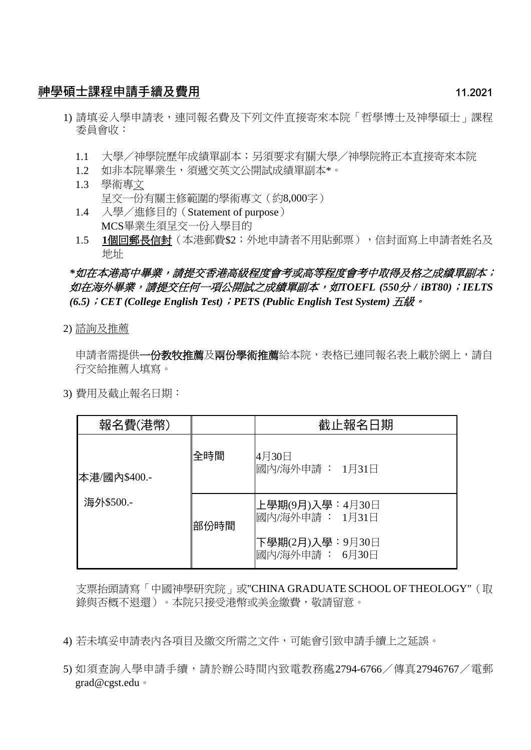## <u>神學碩士課程申請手續及費用</u>

11.2021

1) 請填妥入學申請表，連同報名費及下列文件直接寄來本院「哲學博士及神學碩士」課程委員會收：

   1.1 大學／神學院歷年成績單副本；另須要求有關大學／神學院將正本直接寄來本院
   
   1.2 如非本院畢業生，須遞交英文公開試成績單副本*。
   
   1.3 學術專文
   呈交一份有關主修範圍的學術專文（約8,000字）
   
   1.4 入學／進修目的（Statement of purpose）
   MCS畢業生須呈交一份入學目的
   
   1.5 **<u>1個回郵長信封</u>**（本港郵費$2；外地申請者不用貼郵票），信封面寫上申請者姓名及地址

***如在本港高中畢業，請提交香港高級程度會考或高等程度會考中取得及格之成績單副本；如在海外畢業，請提交任何一項公開試之成績單副本，如TOEFL (550分 / iBT80)；IELTS (6.5)；CET (College English Test)；PETS (Public English Test System) 五級。***

2) <u>諮詢及推薦</u>

   申請者需提供**一份教牧推薦**及**兩份學術推薦**給本院，表格已連同報名表上載於網上，請自行交給推薦人填寫。

3) 費用及截止報名日期：

| 報名費(港幣) | | 截止報名日期 |
|---|---|---|
| 本港/國內$400.-<br>海外$500.- | 全時間 | 4月30日<br>國內/海外申請： 1月31日 |
| | 部份時間 | 上學期(9月)入學：4月30日<br>國內/海外申請： 1月31日<br>下學期(2月)入學：9月30日<br>國內/海外申請： 6月30日 |

   支票抬頭請寫「中國神學研究院」或"CHINA GRADUATE SCHOOL OF THEOLOGY"（取錄與否概不退還）。本院只接受港幣或美金繳費，敬請留意。

4) 若未填妥申請表內各項目及繳交所需之文件，可能會引致申請手續上之延誤。

5) 如須查詢入學申請手續，請於辦公時間內致電教務處2794-6766／傳真27946767／電郵grad@cgst.edu。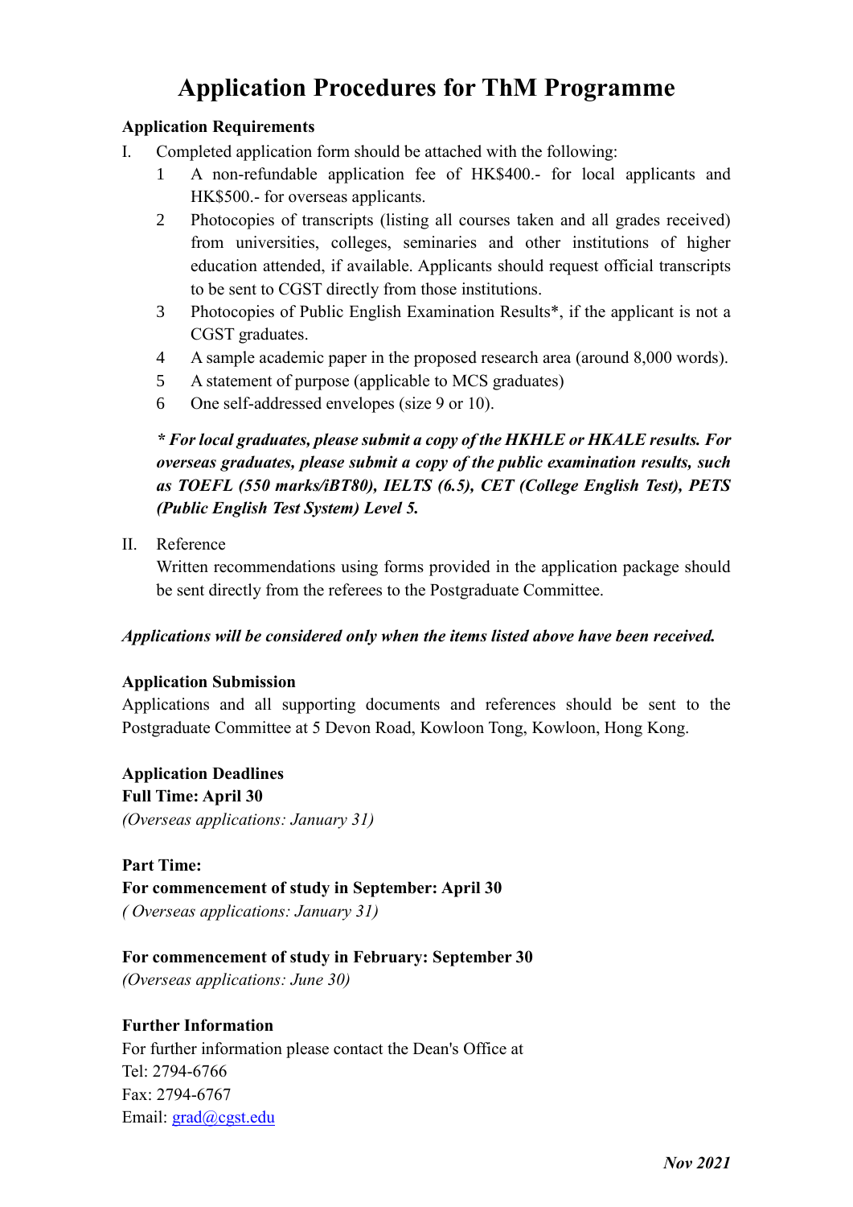# Application Procedures for ThM Programme

**Application Requirements**

I. Completed application form should be attached with the following:

1. A non-refundable application fee of HK$400.- for local applicants and HK$500.- for overseas applicants.
2. Photocopies of transcripts (listing all courses taken and all grades received) from universities, colleges, seminaries and other institutions of higher education attended, if available. Applicants should request official transcripts to be sent to CGST directly from those institutions.
3. Photocopies of Public English Examination Results*, if the applicant is not a CGST graduates.
4. A sample academic paper in the proposed research area (around 8,000 words).
5. A statement of purpose (applicable to MCS graduates)
6. One self-addressed envelopes (size 9 or 10).

***\* For local graduates, please submit a copy of the HKHLE or HKALE results. For overseas graduates, please submit a copy of the public examination results, such as TOEFL (550 marks/iBT80), IELTS (6.5), CET (College English Test), PETS (Public English Test System) Level 5.***

II. Reference

Written recommendations using forms provided in the application package should be sent directly from the referees to the Postgraduate Committee.

***Applications will be considered only when the items listed above have been received.***

**Application Submission**

Applications and all supporting documents and references should be sent to the Postgraduate Committee at 5 Devon Road, Kowloon Tong, Kowloon, Hong Kong.

**Application Deadlines**

**Full Time: April 30**

*(Overseas applications: January 31)*

**Part Time:**

**For commencement of study in September: April 30**

*( Overseas applications: January 31)*

**For commencement of study in February: September 30**

*(Overseas applications: June 30)*

**Further Information**

For further information please contact the Dean's Office at

Tel: 2794-6766

Fax: 2794-6767

Email: grad@cgst.edu

***Nov 2021***